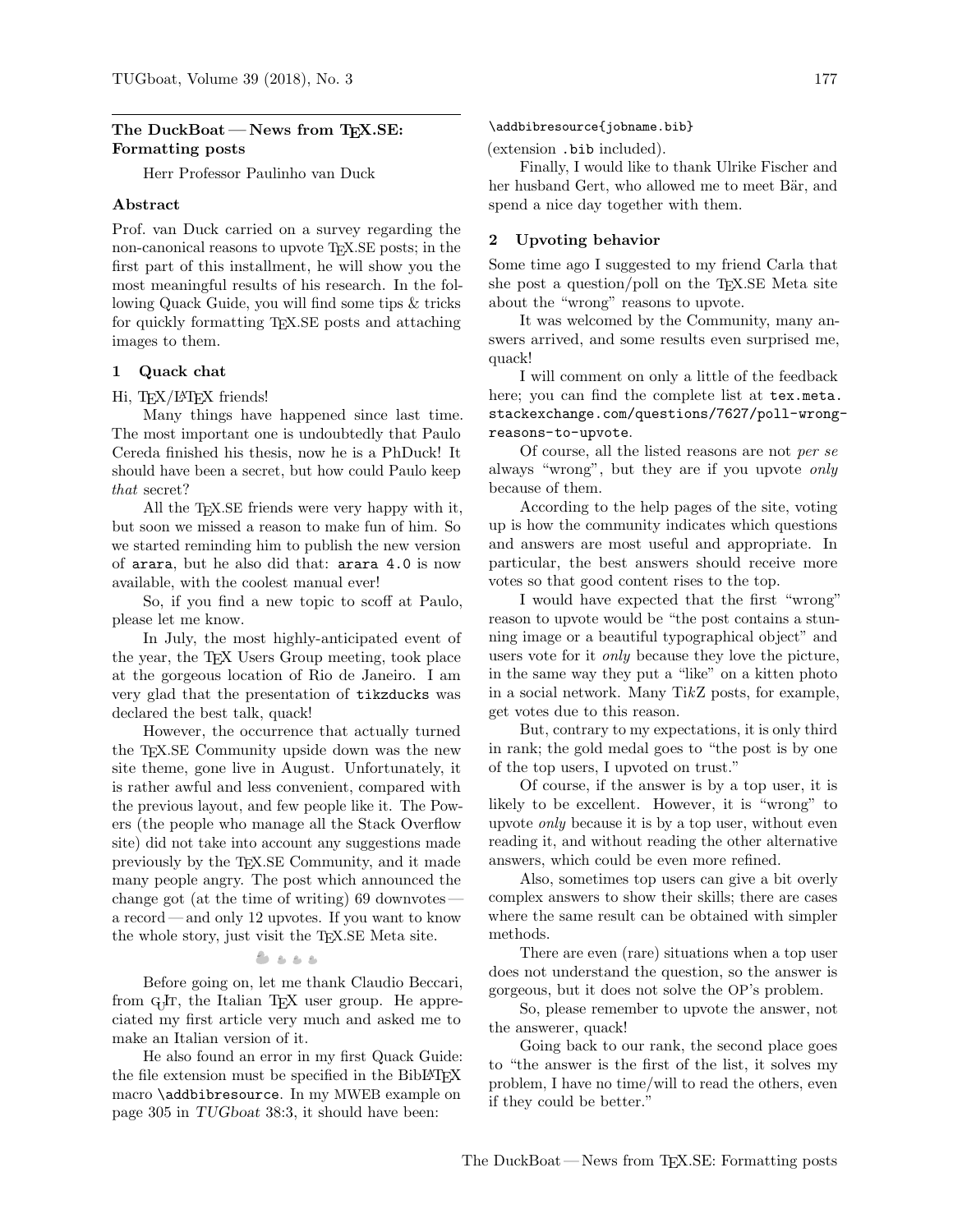## The DuckBoat — News from TEX.SE: Formatting posts

Herr Professor Paulinho van Duck

### Abstract

Prof. van Duck carried on a survey regarding the non-canonical reasons to upvote TEX.SE posts; in the first part of this installment, he will show you the most meaningful results of his research. In the following Quack Guide, you will find some tips & tricks for quickly formatting TEX.SE posts and attaching images to them.

### 1 Quack chat

Hi, TEX/LATEX friends!

Many things have happened since last time. The most important one is undoubtedly that Paulo Cereda finished his thesis, now he is a PhDuck! It should have been a secret, but how could Paulo keep *that* secret?

All the TEX.SE friends were very happy with it, but soon we missed a reason to make fun of him. So we started reminding him to publish the new version of `arara`, but he also did that: `arara 4.0` is now available, with the coolest manual ever!

So, if you find a new topic to scoff at Paulo, please let me know.

In July, the most highly-anticipated event of the year, the TEX Users Group meeting, took place at the gorgeous location of Rio de Janeiro. I am very glad that the presentation of `tikzducks` was declared the best talk, quack!

However, the occurrence that actually turned the TEX.SE Community upside down was the new site theme, gone live in August. Unfortunately, it is rather awful and less convenient, compared with the previous layout, and few people like it. The Powers (the people who manage all the Stack Overflow site) did not take into account any suggestions made previously by the TEX.SE Community, and it made many people angry. The post which announced the change got (at the time of writing) 69 downvotes — a record — and only 12 upvotes. If you want to know the whole story, just visit the TEX.SE Meta site.

Before going on, let me thank Claudio Beccari, from GUIT, the Italian TEX user group. He appreciated my first article very much and asked me to make an Italian version of it.

He also found an error in my first Quack Guide: the file extension must be specified in the BibLATEX macro `\addbibresource`. In my MWEB example on page 305 in *TUGboat* 38:3, it should have been:

```
\addbibresource{jobname.bib}
```

(extension `.bib` included).

Finally, I would like to thank Ulrike Fischer and her husband Gert, who allowed me to meet Bär, and spend a nice day together with them.

### 2 Upvoting behavior

Some time ago I suggested to my friend Carla that she post a question/poll on the TEX.SE Meta site about the "wrong" reasons to upvote.

It was welcomed by the Community, many answers arrived, and some results even surprised me, quack!

I will comment on only a little of the feedback here; you can find the complete list at `tex.meta.stackexchange.com/questions/7627/poll-wrong-reasons-to-upvote`.

Of course, all the listed reasons are not *per se* always "wrong", but they are if you upvote *only* because of them.

According to the help pages of the site, voting up is how the community indicates which questions and answers are most useful and appropriate. In particular, the best answers should receive more votes so that good content rises to the top.

I would have expected that the first "wrong" reason to upvote would be "the post contains a stunning image or a beautiful typographical object" and users vote for it *only* because they love the picture, in the same way they put a "like" on a kitten photo in a social network. Many Ti*k*Z posts, for example, get votes due to this reason.

But, contrary to my expectations, it is only third in rank; the gold medal goes to "the post is by one of the top users, I upvoted on trust."

Of course, if the answer is by a top user, it is likely to be excellent. However, it is "wrong" to upvote *only* because it is by a top user, without even reading it, and without reading the other alternative answers, which could be even more refined.

Also, sometimes top users can give a bit overly complex answers to show their skills; there are cases where the same result can be obtained with simpler methods.

There are even (rare) situations when a top user does not understand the question, so the answer is gorgeous, but it does not solve the OP's problem.

So, please remember to upvote the answer, not the answerer, quack!

Going back to our rank, the second place goes to "the answer is the first of the list, it solves my problem, I have no time/will to read the others, even if they could be better."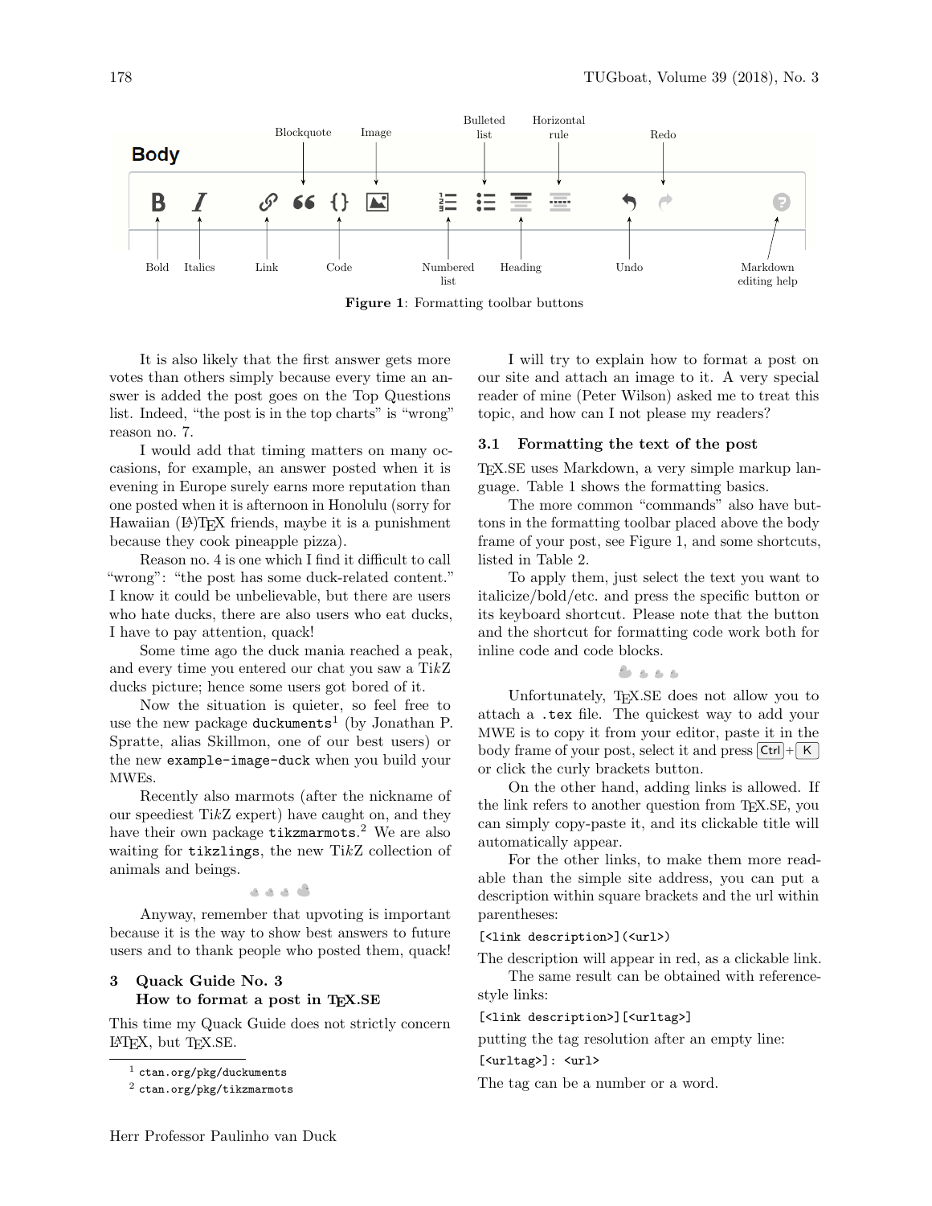Bold Italics Link Blockquote Code Image Numbered list Bulleted list Heading Horizontal rule Undo Redo Markdown editing help

**Figure 1**: Formatting toolbar buttons

It is also likely that the first answer gets more votes than others simply because every time an answer is added the post goes on the Top Questions list. Indeed, "the post is in the top charts" is "wrong" reason no. 7.

I would add that timing matters on many occasions, for example, an answer posted when it is evening in Europe surely earns more reputation than one posted when it is afternoon in Honolulu (sorry for Hawaiian (LA)TEX friends, maybe it is a punishment because they cook pineapple pizza).

Reason no. 4 is one which I find it difficult to call "wrong": "the post has some duck-related content." I know it could be unbelievable, but there are users who hate ducks, there are also users who eat ducks, I have to pay attention, quack!

Some time ago the duck mania reached a peak, and every time you entered our chat you saw a Ti*k*Z ducks picture; hence some users got bored of it.

Now the situation is quieter, so feel free to use the new package `duckuments`[1] (by Jonathan P. Spratte, alias Skillmon, one of our best users) or the new `example-image-duck` when you build your MWEs.

Recently also marmots (after the nickname of our speediest Ti*k*Z expert) have caught on, and they have their own package `tikzmarmots`.[2] We are also waiting for `tikzlings`, the new Ti*k*Z collection of animals and beings.

Anyway, remember that upvoting is important because it is the way to show best answers to future users and to thank people who posted them, quack!

## 3 Quack Guide No. 3 How to format a post in TEX.SE

This time my Quack Guide does not strictly concern LATEX, but TEX.SE.

I will try to explain how to format a post on our site and attach an image to it. A very special reader of mine (Peter Wilson) asked me to treat this topic, and how can I not please my readers?

### 3.1 Formatting the text of the post

TEX.SE uses Markdown, a very simple markup language. Table 1 shows the formatting basics.

The more common "commands" also have buttons in the formatting toolbar placed above the body frame of your post, see Figure 1, and some shortcuts, listed in Table 2.

To apply them, just select the text you want to italicize/bold/etc. and press the specific button or its keyboard shortcut. Please note that the button and the shortcut for formatting code work both for inline code and code blocks.

Unfortunately, TEX.SE does not allow you to attach a `.tex` file. The quickest way to add your MWE is to copy it from your editor, paste it in the body frame of your post, select it and press Ctrl + K or click the curly brackets button.

On the other hand, adding links is allowed. If the link refers to another question from TEX.SE, you can simply copy-paste it, and its clickable title will automatically appear.

For the other links, to make them more readable than the simple site address, you can put a description within square brackets and the url within parentheses:

```
[<link description>](<url>)
```

The description will appear in red, as a clickable link.

The same result can be obtained with reference-style links:

```
[<link description>][<urltag>]
```

putting the tag resolution after an empty line:

```
[<urltag>]: <url>
```

The tag can be a number or a word.

[1] `ctan.org/pkg/duckuments`

[2] `ctan.org/pkg/tikzmarmots`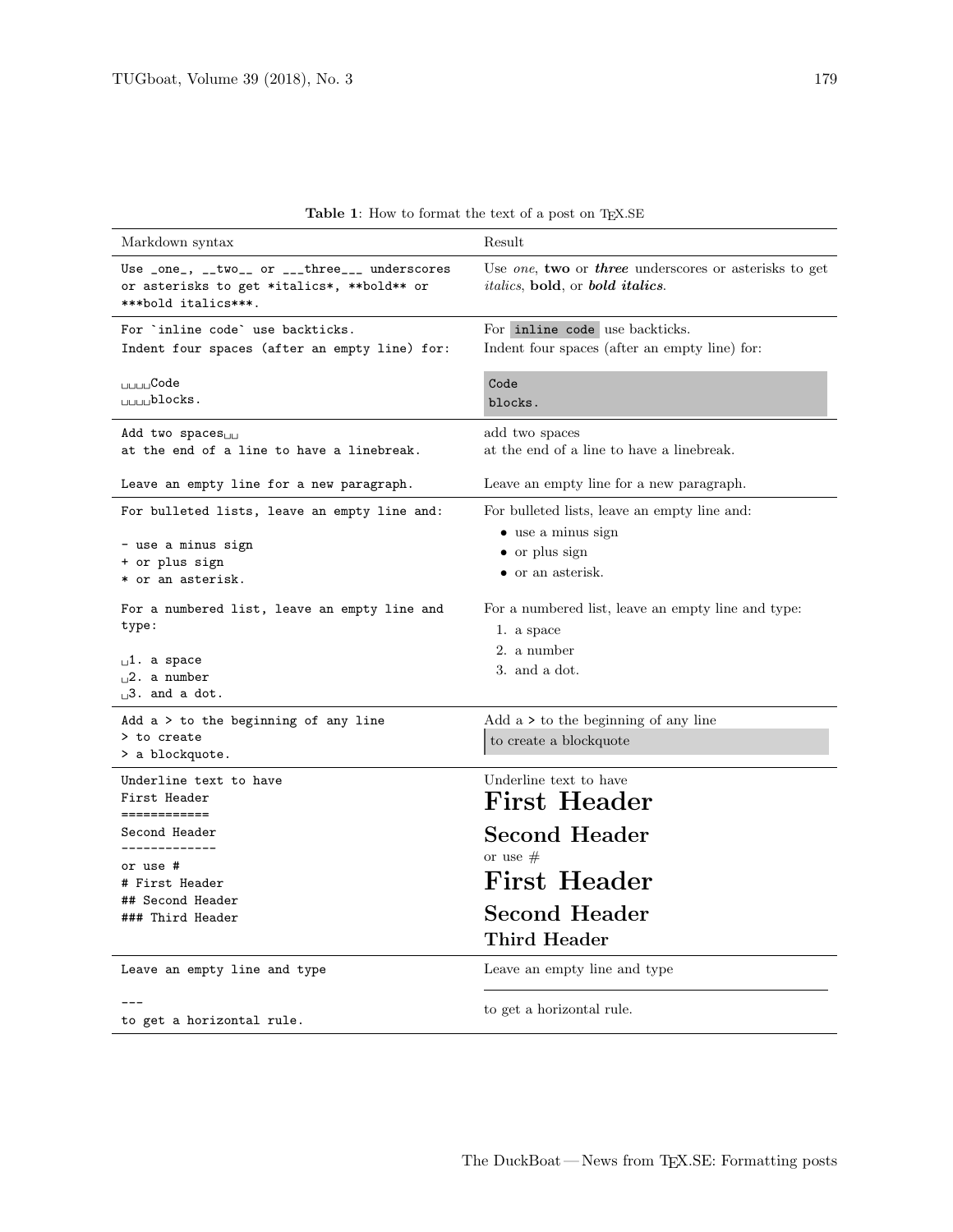**Table 1**: How to format the text of a post on TEX.SE

| Markdown syntax | Result |
|---|---|
| `Use _one_, __two__ or ___three___ underscores or asterisks to get *italics*, **bold** or ***bold italics***.` | Use *one*, **two** or ***three*** underscores or asterisks to get *italics*, **bold**, or ***bold italics***. |
| `For `inline code` use backticks.`<br>`Indent four spaces (after an empty line) for:`<br><br>`␣␣␣␣Code`<br>`␣␣␣␣blocks.` | For `inline code` use backticks.<br>Indent four spaces (after an empty line) for:<br><br>`Code`<br>`blocks.` |
| `Add two spaces␣␣`<br>`at the end of a line to have a linebreak.`<br><br>`Leave an empty line for a new paragraph.` | add two spaces<br>at the end of a line to have a linebreak.<br><br>Leave an empty line for a new paragraph. |
| `For bulleted lists, leave an empty line and:`<br><br>`- use a minus sign`<br>`+ or plus sign`<br>`* or an asterisk.`<br><br>`For a numbered list, leave an empty line and type:`<br><br>`␣1. a space`<br>`␣2. a number`<br>`␣3. and a dot.` | For bulleted lists, leave an empty line and:<br>• use a minus sign<br>• or plus sign<br>• or an asterisk.<br><br>For a numbered list, leave an empty line and type:<br>1. a space<br>2. a number<br>3. and a dot. |
| `Add a > to the beginning of any line`<br>`> to create`<br>`> a blockquote.` | Add a `>` to the beginning of any line<br>> to create a blockquote |
| `Underline text to have`<br>`First Header`<br>`============`<br>`Second Header`<br>`-------------`<br>`or use #`<br>`# First Header`<br>`## Second Header`<br>`### Third Header` | Underline text to have<br>**First Header**<br>**Second Header**<br>or use #<br>**First Header**<br>**Second Header**<br>**Third Header** |
| `Leave an empty line and type`<br><br>`---`<br>`to get a horizontal rule.` | Leave an empty line and type<br>―――<br>to get a horizontal rule. |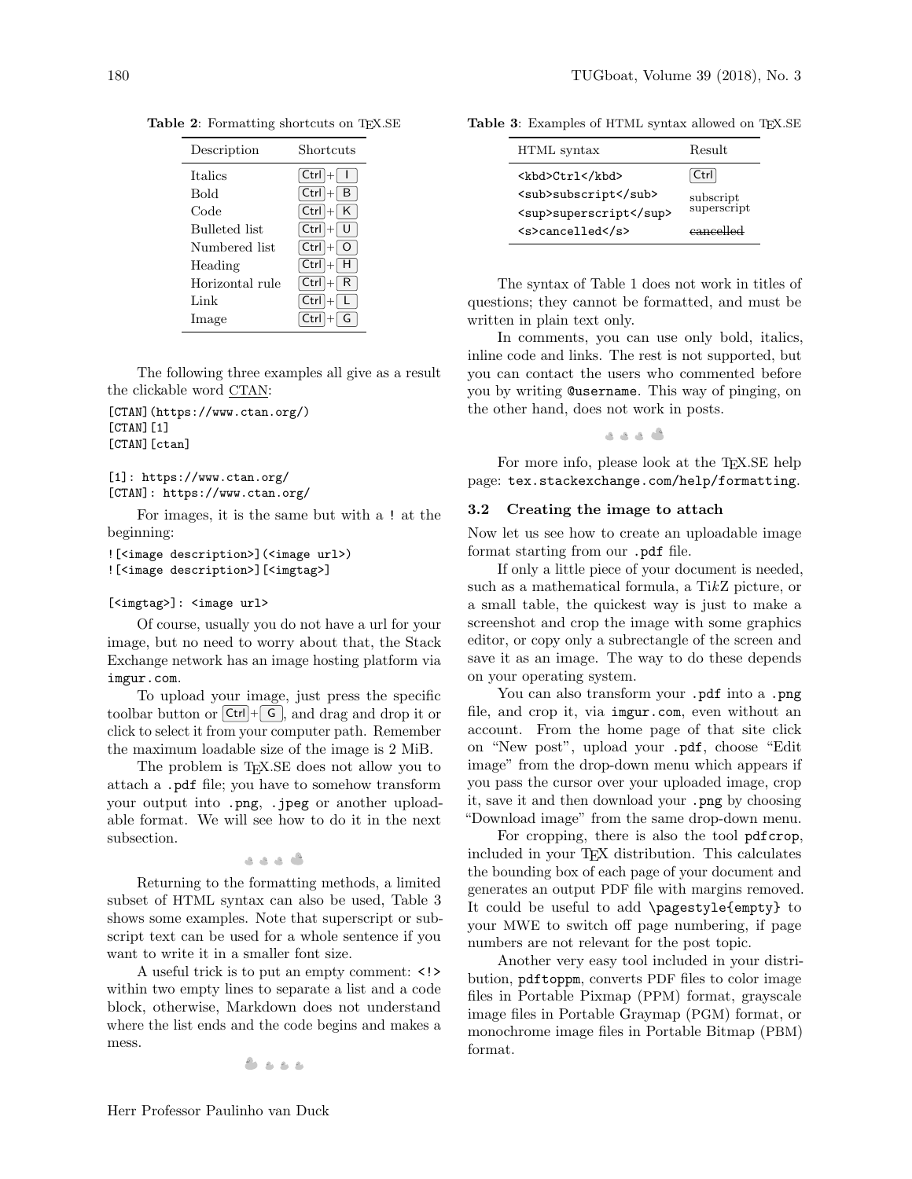**Table 2**: Formatting shortcuts on TEX.SE

| Description | Shortcuts |
|---|---|
| Italics | Ctrl + I |
| Bold | Ctrl + B |
| Code | Ctrl + K |
| Bulleted list | Ctrl + U |
| Numbered list | Ctrl + O |
| Heading | Ctrl + H |
| Horizontal rule | Ctrl + R |
| Link | Ctrl + L |
| Image | Ctrl + G |

The following three examples all give as a result the clickable word CTAN:

```
[CTAN](https://www.ctan.org/)
[CTAN][1]
[CTAN][ctan]

[1]: https://www.ctan.org/
[CTAN]: https://www.ctan.org/
```

For images, it is the same but with a `!` at the beginning:

```
![<image description>](<image url>)
![<image description>][<imgtag>]

[<imgtag>]: <image url>
```

Of course, usually you do not have a url for your image, but no need to worry about that, the Stack Exchange network has an image hosting platform via `imgur.com`.

To upload your image, just press the specific toolbar button or Ctrl + G, and drag and drop it or click to select it from your computer path. Remember the maximum loadable size of the image is 2 MiB.

The problem is TEX.SE does not allow you to attach a `.pdf` file; you have to somehow transform your output into `.png`, `.jpeg` or another uploadable format. We will see how to do it in the next subsection.

Returning to the formatting methods, a limited subset of HTML syntax can also be used, Table 3 shows some examples. Note that superscript or subscript text can be used for a whole sentence if you want to write it in a smaller font size.

A useful trick is to put an empty comment: `<!>` within two empty lines to separate a list and a code block, otherwise, Markdown does not understand where the list ends and the code begins and makes a mess.

**Table 3**: Examples of HTML syntax allowed on TEX.SE

| HTML syntax | Result |
|---|---|
| `<kbd>Ctrl</kbd>` | Ctrl |
| `<sub>subscript</sub>` | subscript |
| `<sup>superscript</sup>` | superscript |
| `<s>cancelled</s>` | ~~cancelled~~ |

The syntax of Table 1 does not work in titles of questions; they cannot be formatted, and must be written in plain text only.

In comments, you can use only bold, italics, inline code and links. The rest is not supported, but you can contact the users who commented before you by writing `@username`. This way of pinging, on the other hand, does not work in posts.

For more info, please look at the TEX.SE help page: `tex.stackexchange.com/help/formatting`.

### 3.2 Creating the image to attach

Now let us see how to create an uploadable image format starting from our `.pdf` file.

If only a little piece of your document is needed, such as a mathematical formula, a Ti*k*Z picture, or a small table, the quickest way is just to make a screenshot and crop the image with some graphics editor, or copy only a subrectangle of the screen and save it as an image. The way to do these depends on your operating system.

You can also transform your `.pdf` into a `.png` file, and crop it, via `imgur.com`, even without an account. From the home page of that site click on "New post", upload your `.pdf`, choose "Edit image" from the drop-down menu which appears if you pass the cursor over your uploaded image, crop it, save it and then download your `.png` by choosing "Download image" from the same drop-down menu.

For cropping, there is also the tool `pdfcrop`, included in your TEX distribution. This calculates the bounding box of each page of your document and generates an output PDF file with margins removed. It could be useful to add `\pagestyle{empty}` to your MWE to switch off page numbering, if page numbers are not relevant for the post topic.

Another very easy tool included in your distribution, `pdftoppm`, converts PDF files to color image files in Portable Pixmap (PPM) format, grayscale image files in Portable Graymap (PGM) format, or monochrome image files in Portable Bitmap (PBM) format.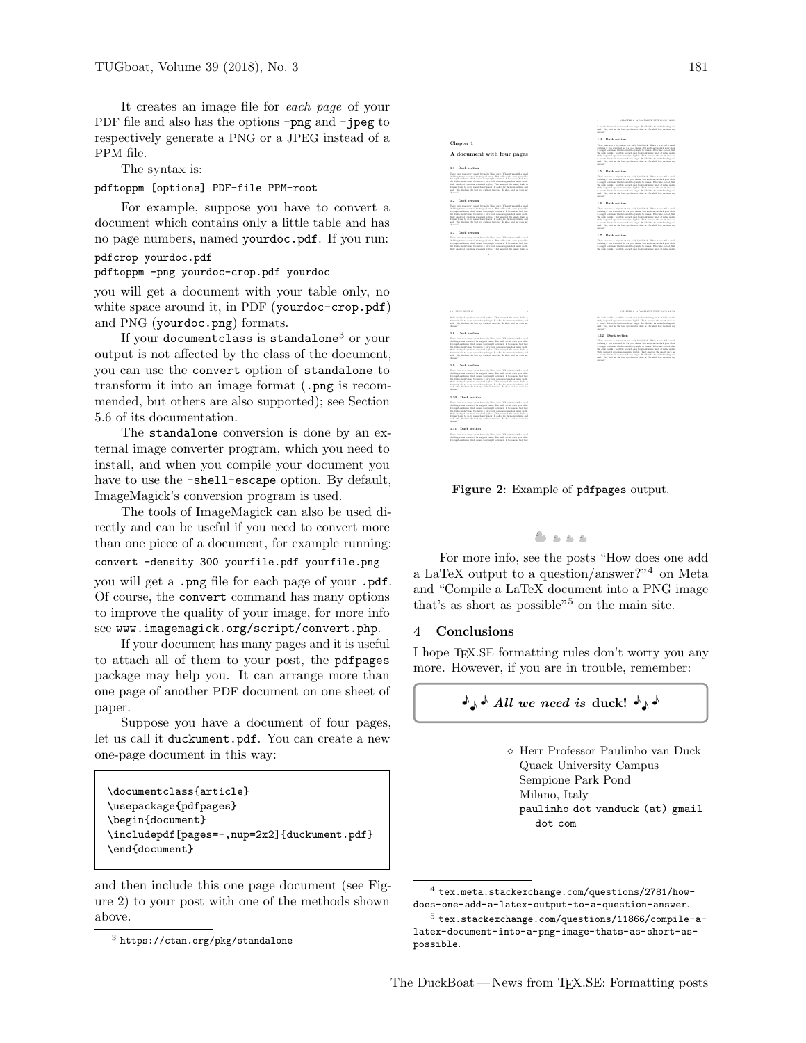It creates an image file for *each page* of your PDF file and also has the options -png and -jpeg to respectively generate a PNG or a JPEG instead of a PPM file.

The syntax is:

```
pdftoppm [options] PDF-file PPM-root
```

For example, suppose you have to convert a document which contains only a little table and has no page numbers, named yourdoc.pdf. If you run:

```
pdfcrop yourdoc.pdf
pdftoppm -png yourdoc-crop.pdf yourdoc
```

you will get a document with your table only, no white space around it, in PDF (yourdoc-crop.pdf) and PNG (yourdoc.png) formats.

If your documentclass is standalone[3] or your output is not affected by the class of the document, you can use the convert option of standalone to transform it into an image format (.png is recommended, but others are also supported); see Section 5.6 of its documentation.

The standalone conversion is done by an external image converter program, which you need to install, and when you compile your document you have to use the -shell-escape option. By default, ImageMagick's conversion program is used.

The tools of ImageMagick can also be used directly and can be useful if you need to convert more than one piece of a document, for example running:

```
convert -density 300 yourfile.pdf yourfile.png
```

you will get a .png file for each page of your .pdf. Of course, the convert command has many options to improve the quality of your image, for more info see www.imagemagick.org/script/convert.php.

If your document has many pages and it is useful to attach all of them to your post, the pdfpages package may help you. It can arrange more than one page of another PDF document on one sheet of paper.

Suppose you have a document of four pages, let us call it duckument.pdf. You can create a new one-page document in this way:

```
\documentclass{article}
\usepackage{pdfpages}
\begin{document}
\includepdf[pages=-,nup=2x2]{duckument.pdf}
\end{document}
```

and then include this one page document (see Figure 2) to your post with one of the methods shown above.

[3] https://ctan.org/pkg/standalone

**Figure 2**: Example of pdfpages output.

For more info, see the posts "How does one add a LaTeX output to a question/answer?"[4] on Meta and "Compile a LaTeX document into a PNG image that's as short as possible"[5] on the main site.

## 4 Conclusions

I hope TeX.SE formatting rules don't worry you any more. However, if you are in trouble, remember:

♪♪ ***All we need is* duck!** ♪♪

◇ Herr Professor Paulinho van Duck
Quack University Campus
Sempione Park Pond
Milano, Italy
paulinho dot vanduck (at) gmail dot com

[4] tex.meta.stackexchange.com/questions/2781/how-does-one-add-a-latex-output-to-a-question-answer.

[5] tex.stackexchange.com/questions/11866/compile-a-latex-document-into-a-png-image-thats-as-short-as-possible.